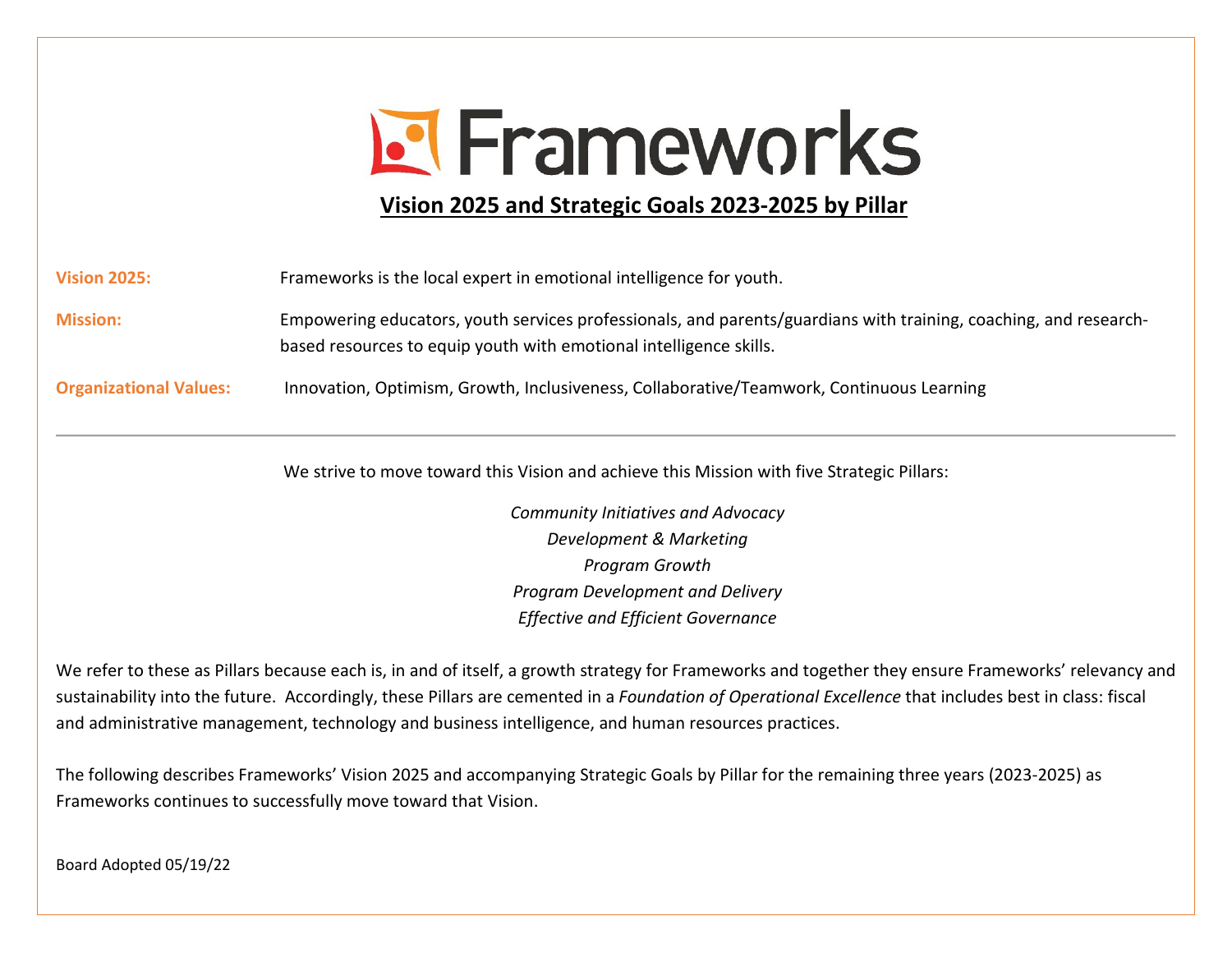# Frameworks

## Vision 2025 and Strategic Goals 2023-2025 by Pillar

**Vision 2025:** Frameworks is the local expert in emotional intelligence for youth.

**Mission:** Empowering educators, youth services professionals, and parents/guardians with training, coaching, and research-based resources to equip youth with emotional intelligence skills.

**Organizational Values:** Innovation, Optimism, Growth, Inclusiveness, Collaborative/Teamwork, Continuous Learning

---

We strive to move toward this Vision and achieve this Mission with five Strategic Pillars:

*Community Initiatives and Advocacy*
*Development & Marketing*
*Program Growth*
*Program Development and Delivery*
*Effective and Efficient Governance*

We refer to these as Pillars because each is, in and of itself, a growth strategy for Frameworks and together they ensure Frameworks' relevancy and sustainability into the future. Accordingly, these Pillars are cemented in a *Foundation of Operational Excellence* that includes best in class: fiscal and administrative management, technology and business intelligence, and human resources practices.

The following describes Frameworks' Vision 2025 and accompanying Strategic Goals by Pillar for the remaining three years (2023-2025) as Frameworks continues to successfully move toward that Vision.

Board Adopted 05/19/22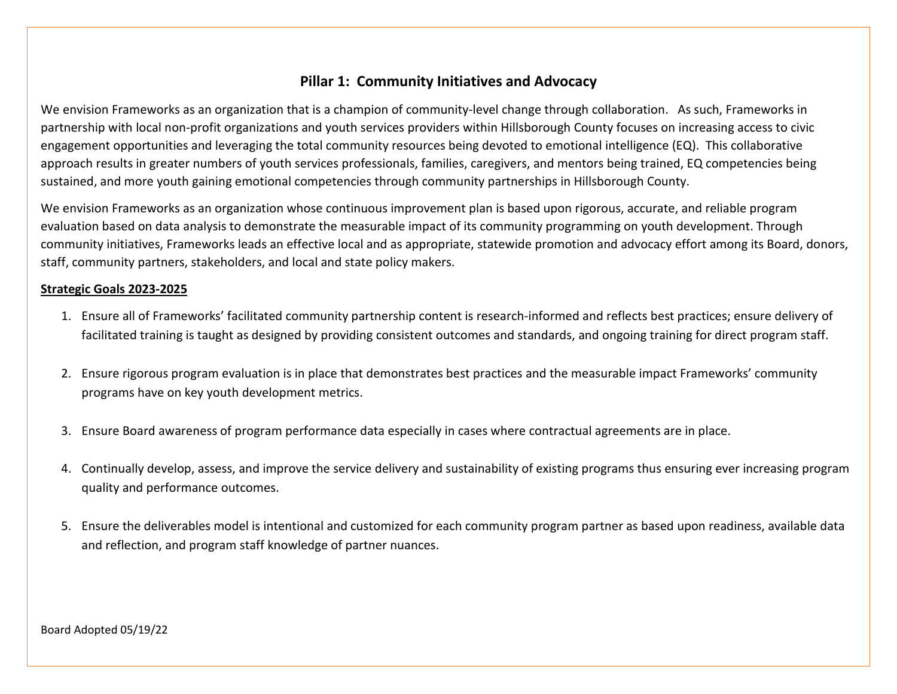## Pillar 1: Community Initiatives and Advocacy

We envision Frameworks as an organization that is a champion of community-level change through collaboration. As such, Frameworks in partnership with local non-profit organizations and youth services providers within Hillsborough County focuses on increasing access to civic engagement opportunities and leveraging the total community resources being devoted to emotional intelligence (EQ). This collaborative approach results in greater numbers of youth services professionals, families, caregivers, and mentors being trained, EQ competencies being sustained, and more youth gaining emotional competencies through community partnerships in Hillsborough County.

We envision Frameworks as an organization whose continuous improvement plan is based upon rigorous, accurate, and reliable program evaluation based on data analysis to demonstrate the measurable impact of its community programming on youth development. Through community initiatives, Frameworks leads an effective local and as appropriate, statewide promotion and advocacy effort among its Board, donors, staff, community partners, stakeholders, and local and state policy makers.

**Strategic Goals 2023-2025**

1. Ensure all of Frameworks' facilitated community partnership content is research-informed and reflects best practices; ensure delivery of facilitated training is taught as designed by providing consistent outcomes and standards, and ongoing training for direct program staff.

2. Ensure rigorous program evaluation is in place that demonstrates best practices and the measurable impact Frameworks' community programs have on key youth development metrics.

3. Ensure Board awareness of program performance data especially in cases where contractual agreements are in place.

4. Continually develop, assess, and improve the service delivery and sustainability of existing programs thus ensuring ever increasing program quality and performance outcomes.

5. Ensure the deliverables model is intentional and customized for each community program partner as based upon readiness, available data and reflection, and program staff knowledge of partner nuances.

Board Adopted 05/19/22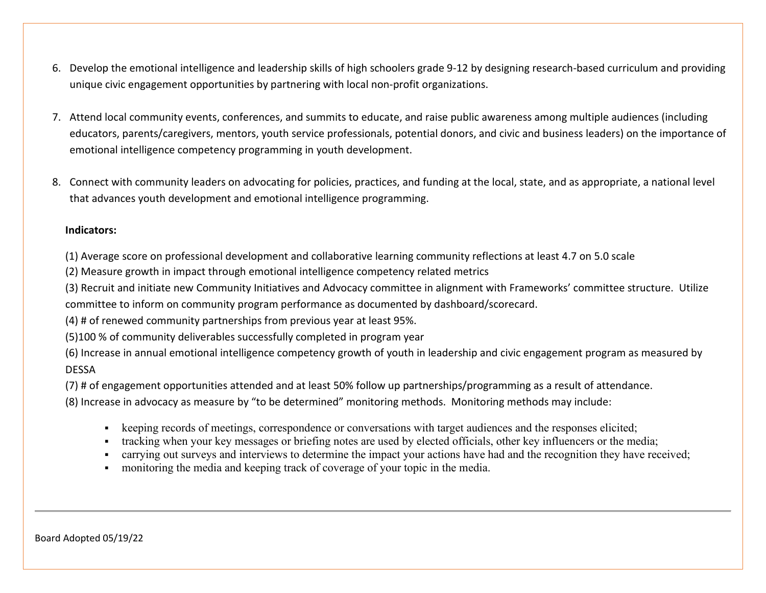6. Develop the emotional intelligence and leadership skills of high schoolers grade 9-12 by designing research-based curriculum and providing unique civic engagement opportunities by partnering with local non-profit organizations.

7. Attend local community events, conferences, and summits to educate, and raise public awareness among multiple audiences (including educators, parents/caregivers, mentors, youth service professionals, potential donors, and civic and business leaders) on the importance of emotional intelligence competency programming in youth development.

8. Connect with community leaders on advocating for policies, practices, and funding at the local, state, and as appropriate, a national level that advances youth development and emotional intelligence programming.

**Indicators:**

(1) Average score on professional development and collaborative learning community reflections at least 4.7 on 5.0 scale

(2) Measure growth in impact through emotional intelligence competency related metrics

(3) Recruit and initiate new Community Initiatives and Advocacy committee in alignment with Frameworks' committee structure. Utilize committee to inform on community program performance as documented by dashboard/scorecard.

(4) # of renewed community partnerships from previous year at least 95%.

(5)100 % of community deliverables successfully completed in program year

(6) Increase in annual emotional intelligence competency growth of youth in leadership and civic engagement program as measured by DESSA

(7) # of engagement opportunities attended and at least 50% follow up partnerships/programming as a result of attendance.

(8) Increase in advocacy as measure by "to be determined" monitoring methods. Monitoring methods may include:

- keeping records of meetings, correspondence or conversations with target audiences and the responses elicited;
- tracking when your key messages or briefing notes are used by elected officials, other key influencers or the media;
- carrying out surveys and interviews to determine the impact your actions have had and the recognition they have received;
- monitoring the media and keeping track of coverage of your topic in the media.

Board Adopted 05/19/22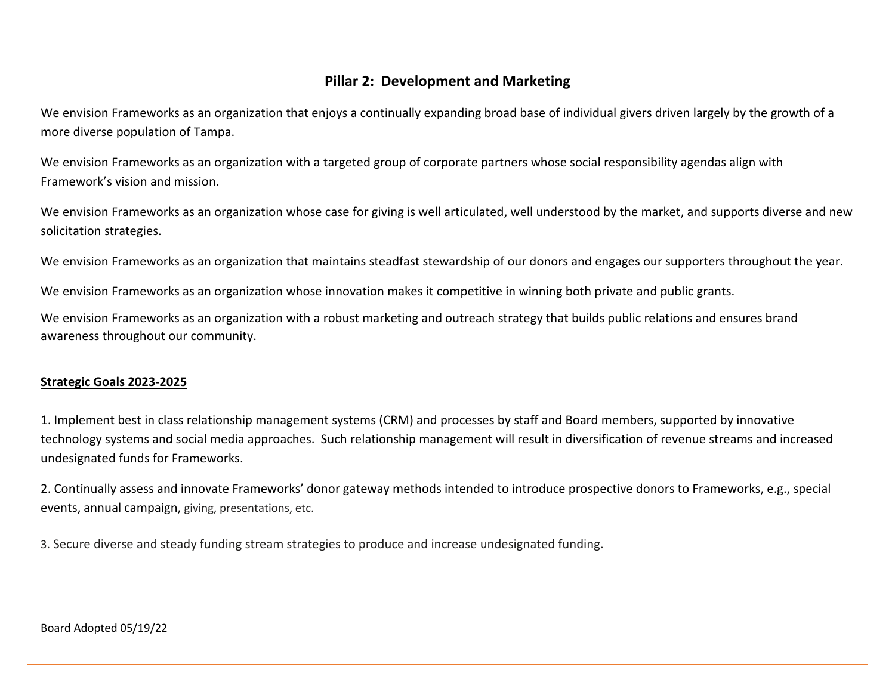## Pillar 2: Development and Marketing

We envision Frameworks as an organization that enjoys a continually expanding broad base of individual givers driven largely by the growth of a more diverse population of Tampa.

We envision Frameworks as an organization with a targeted group of corporate partners whose social responsibility agendas align with Framework's vision and mission.

We envision Frameworks as an organization whose case for giving is well articulated, well understood by the market, and supports diverse and new solicitation strategies.

We envision Frameworks as an organization that maintains steadfast stewardship of our donors and engages our supporters throughout the year.

We envision Frameworks as an organization whose innovation makes it competitive in winning both private and public grants.

We envision Frameworks as an organization with a robust marketing and outreach strategy that builds public relations and ensures brand awareness throughout our community.

**Strategic Goals 2023-2025**

1. Implement best in class relationship management systems (CRM) and processes by staff and Board members, supported by innovative technology systems and social media approaches. Such relationship management will result in diversification of revenue streams and increased undesignated funds for Frameworks.

2. Continually assess and innovate Frameworks' donor gateway methods intended to introduce prospective donors to Frameworks, e.g., special events, annual campaign, giving, presentations, etc.

3. Secure diverse and steady funding stream strategies to produce and increase undesignated funding.

Board Adopted 05/19/22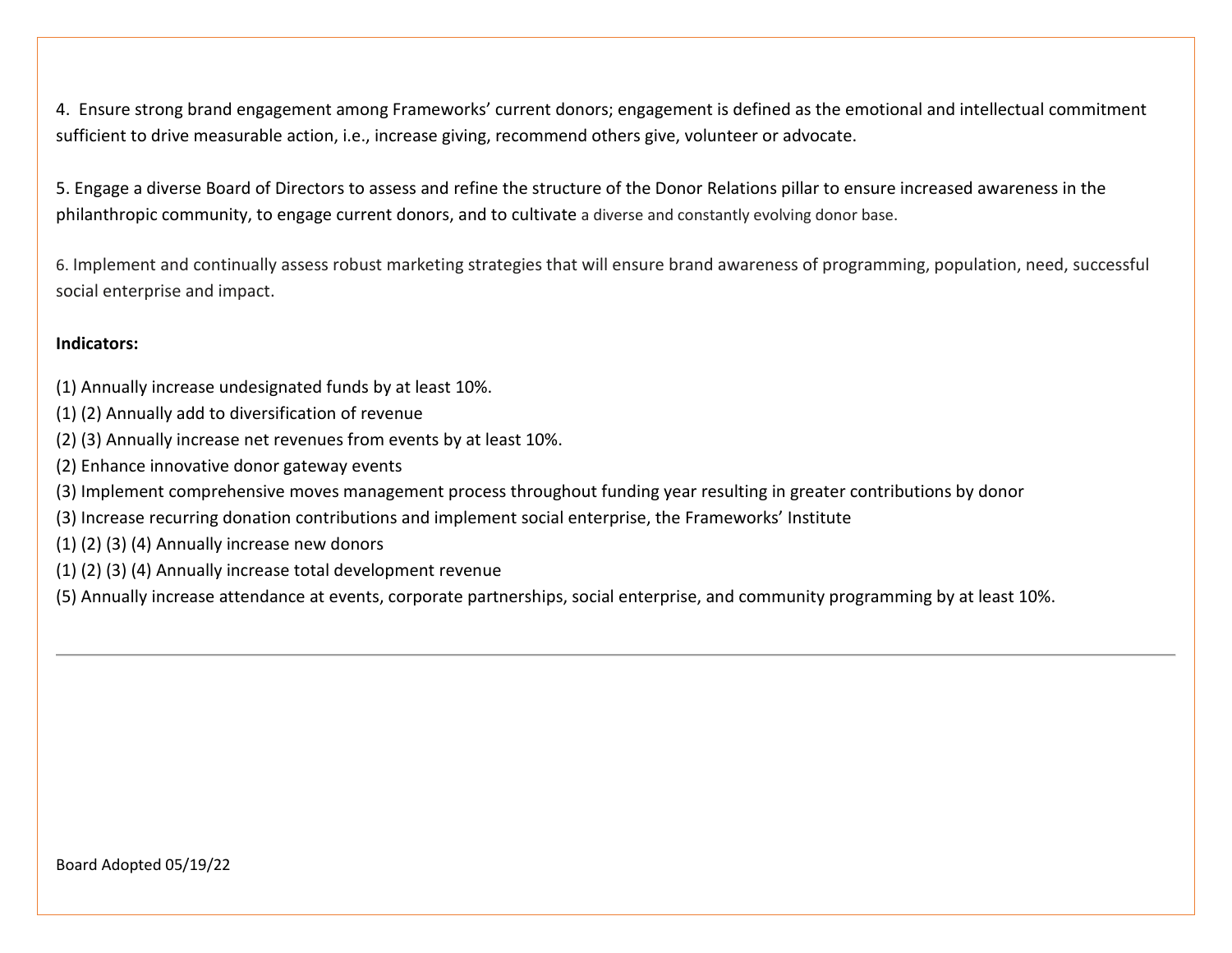4. Ensure strong brand engagement among Frameworks' current donors; engagement is defined as the emotional and intellectual commitment sufficient to drive measurable action, i.e., increase giving, recommend others give, volunteer or advocate.

5. Engage a diverse Board of Directors to assess and refine the structure of the Donor Relations pillar to ensure increased awareness in the philanthropic community, to engage current donors, and to cultivate a diverse and constantly evolving donor base.

6. Implement and continually assess robust marketing strategies that will ensure brand awareness of programming, population, need, successful social enterprise and impact.

**Indicators:**

(1) Annually increase undesignated funds by at least 10%.
(1) (2) Annually add to diversification of revenue
(2) (3) Annually increase net revenues from events by at least 10%.
(2) Enhance innovative donor gateway events
(3) Implement comprehensive moves management process throughout funding year resulting in greater contributions by donor
(3) Increase recurring donation contributions and implement social enterprise, the Frameworks' Institute
(1) (2) (3) (4) Annually increase new donors
(1) (2) (3) (4) Annually increase total development revenue
(5) Annually increase attendance at events, corporate partnerships, social enterprise, and community programming by at least 10%.

---

Board Adopted 05/19/22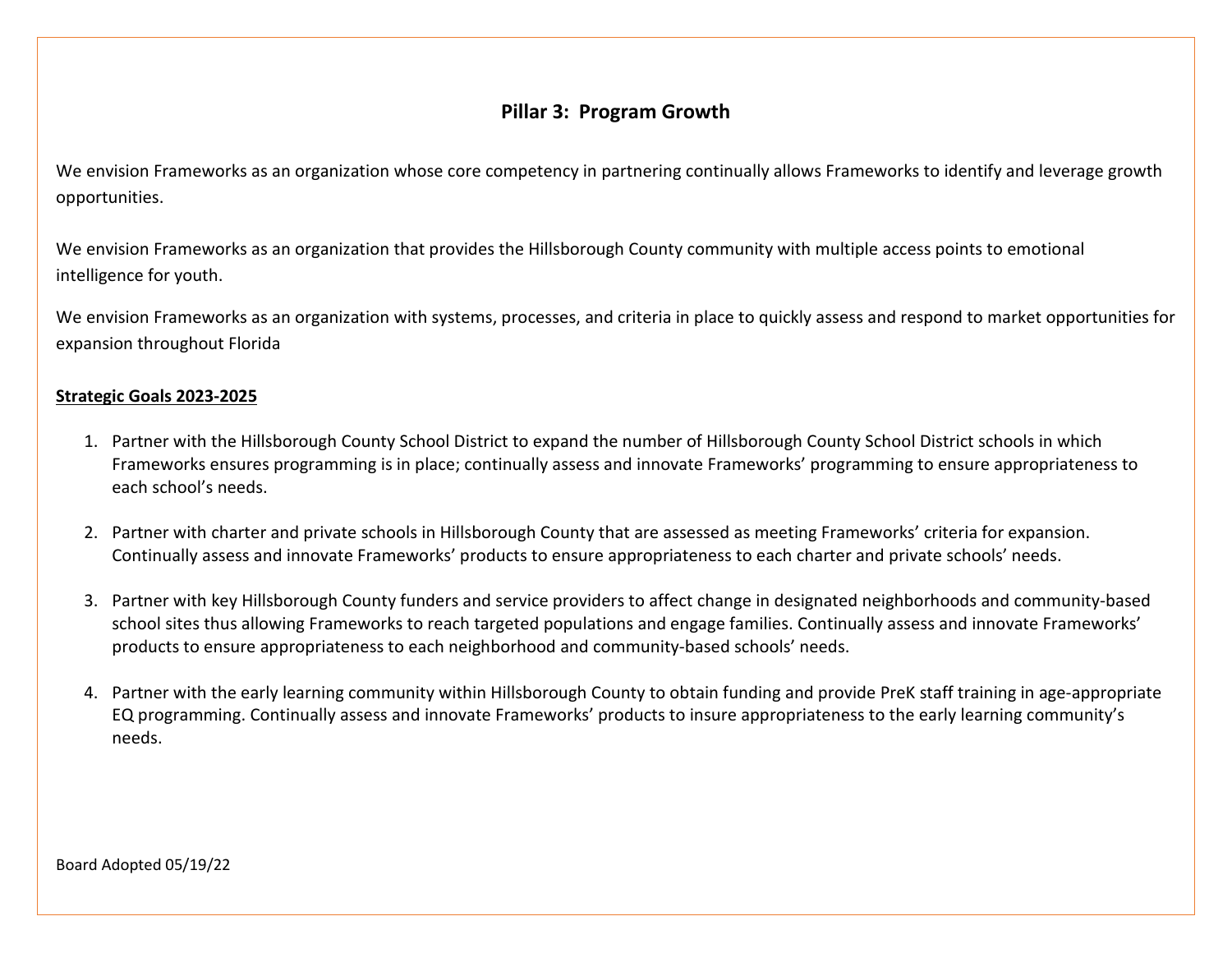## Pillar 3: Program Growth

We envision Frameworks as an organization whose core competency in partnering continually allows Frameworks to identify and leverage growth opportunities.

We envision Frameworks as an organization that provides the Hillsborough County community with multiple access points to emotional intelligence for youth.

We envision Frameworks as an organization with systems, processes, and criteria in place to quickly assess and respond to market opportunities for expansion throughout Florida

**<u>Strategic Goals 2023-2025</u>**

1. Partner with the Hillsborough County School District to expand the number of Hillsborough County School District schools in which Frameworks ensures programming is in place; continually assess and innovate Frameworks' programming to ensure appropriateness to each school's needs.

2. Partner with charter and private schools in Hillsborough County that are assessed as meeting Frameworks' criteria for expansion. Continually assess and innovate Frameworks' products to ensure appropriateness to each charter and private schools' needs.

3. Partner with key Hillsborough County funders and service providers to affect change in designated neighborhoods and community-based school sites thus allowing Frameworks to reach targeted populations and engage families. Continually assess and innovate Frameworks' products to ensure appropriateness to each neighborhood and community-based schools' needs.

4. Partner with the early learning community within Hillsborough County to obtain funding and provide PreK staff training in age-appropriate EQ programming. Continually assess and innovate Frameworks' products to insure appropriateness to the early learning community's needs.

Board Adopted 05/19/22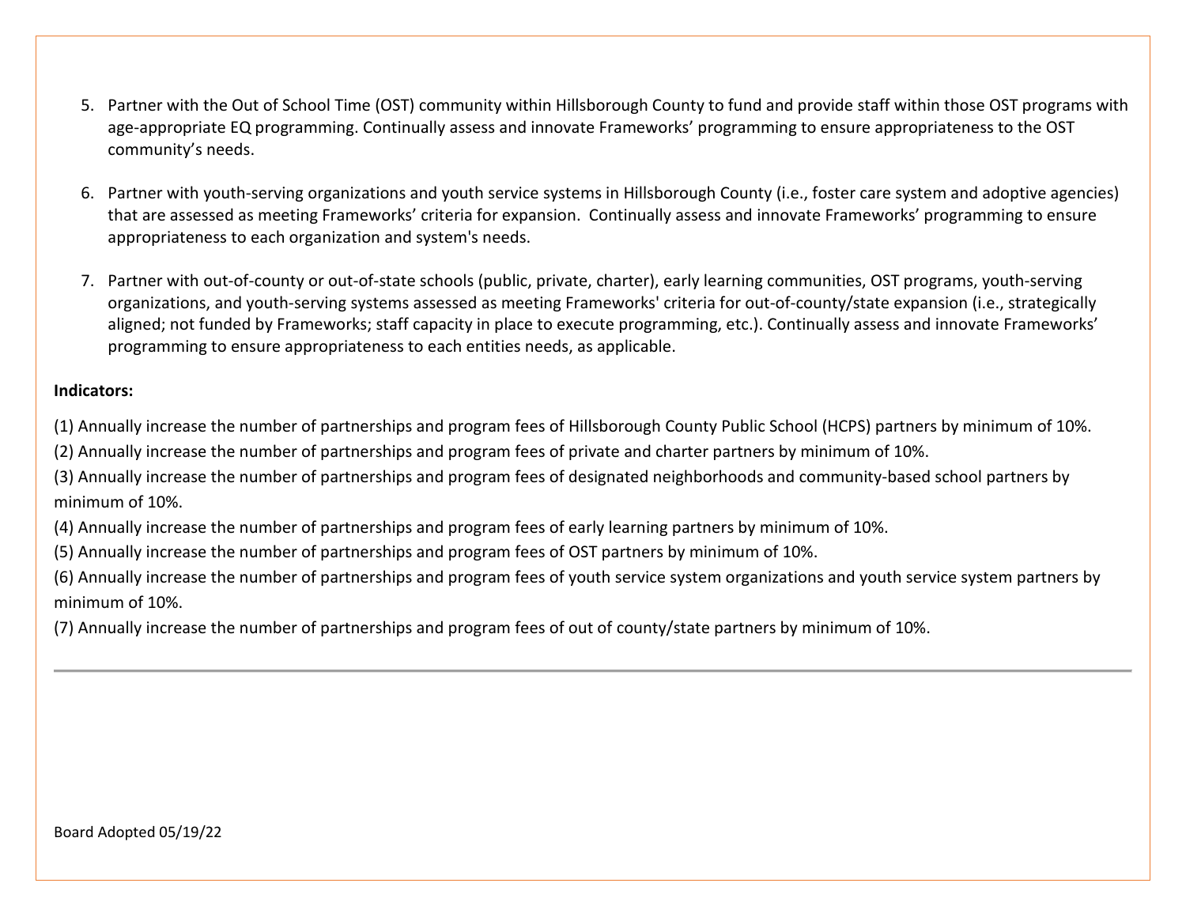5. Partner with the Out of School Time (OST) community within Hillsborough County to fund and provide staff within those OST programs with age-appropriate EQ programming. Continually assess and innovate Frameworks' programming to ensure appropriateness to the OST community's needs.

6. Partner with youth-serving organizations and youth service systems in Hillsborough County (i.e., foster care system and adoptive agencies) that are assessed as meeting Frameworks' criteria for expansion. Continually assess and innovate Frameworks' programming to ensure appropriateness to each organization and system's needs.

7. Partner with out-of-county or out-of-state schools (public, private, charter), early learning communities, OST programs, youth-serving organizations, and youth-serving systems assessed as meeting Frameworks' criteria for out-of-county/state expansion (i.e., strategically aligned; not funded by Frameworks; staff capacity in place to execute programming, etc.). Continually assess and innovate Frameworks' programming to ensure appropriateness to each entities needs, as applicable.

**Indicators:**

(1) Annually increase the number of partnerships and program fees of Hillsborough County Public School (HCPS) partners by minimum of 10%.

(2) Annually increase the number of partnerships and program fees of private and charter partners by minimum of 10%.

(3) Annually increase the number of partnerships and program fees of designated neighborhoods and community-based school partners by minimum of 10%.

(4) Annually increase the number of partnerships and program fees of early learning partners by minimum of 10%.

(5) Annually increase the number of partnerships and program fees of OST partners by minimum of 10%.

(6) Annually increase the number of partnerships and program fees of youth service system organizations and youth service system partners by minimum of 10%.

(7) Annually increase the number of partnerships and program fees of out of county/state partners by minimum of 10%.

---

Board Adopted 05/19/22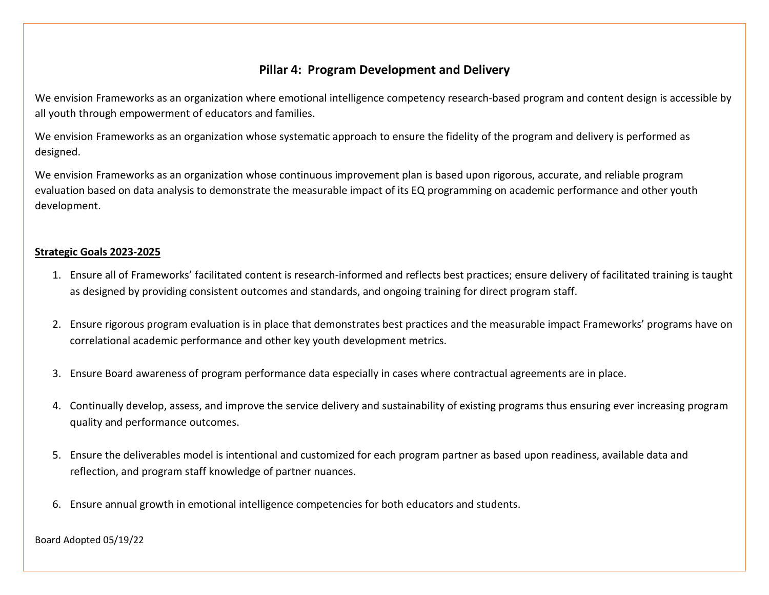## Pillar 4: Program Development and Delivery

We envision Frameworks as an organization where emotional intelligence competency research-based program and content design is accessible by all youth through empowerment of educators and families.

We envision Frameworks as an organization whose systematic approach to ensure the fidelity of the program and delivery is performed as designed.

We envision Frameworks as an organization whose continuous improvement plan is based upon rigorous, accurate, and reliable program evaluation based on data analysis to demonstrate the measurable impact of its EQ programming on academic performance and other youth development.

**Strategic Goals 2023-2025**

1. Ensure all of Frameworks' facilitated content is research-informed and reflects best practices; ensure delivery of facilitated training is taught as designed by providing consistent outcomes and standards, and ongoing training for direct program staff.

2. Ensure rigorous program evaluation is in place that demonstrates best practices and the measurable impact Frameworks' programs have on correlational academic performance and other key youth development metrics.

3. Ensure Board awareness of program performance data especially in cases where contractual agreements are in place.

4. Continually develop, assess, and improve the service delivery and sustainability of existing programs thus ensuring ever increasing program quality and performance outcomes.

5. Ensure the deliverables model is intentional and customized for each program partner as based upon readiness, available data and reflection, and program staff knowledge of partner nuances.

6. Ensure annual growth in emotional intelligence competencies for both educators and students.

Board Adopted 05/19/22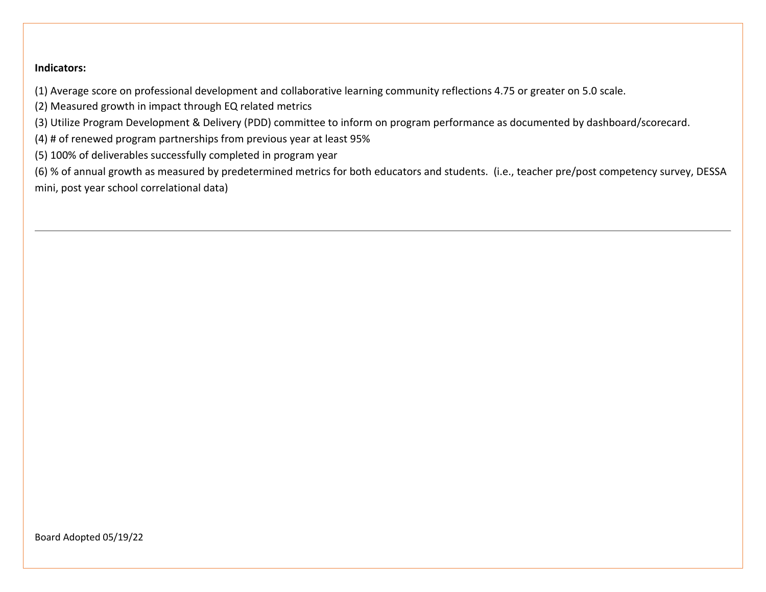**Indicators:**

(1) Average score on professional development and collaborative learning community reflections 4.75 or greater on 5.0 scale.
(2) Measured growth in impact through EQ related metrics
(3) Utilize Program Development & Delivery (PDD) committee to inform on program performance as documented by dashboard/scorecard.
(4) # of renewed program partnerships from previous year at least 95%
(5) 100% of deliverables successfully completed in program year
(6) % of annual growth as measured by predetermined metrics for both educators and students. (i.e., teacher pre/post competency survey, DESSA mini, post year school correlational data)

---

Board Adopted 05/19/22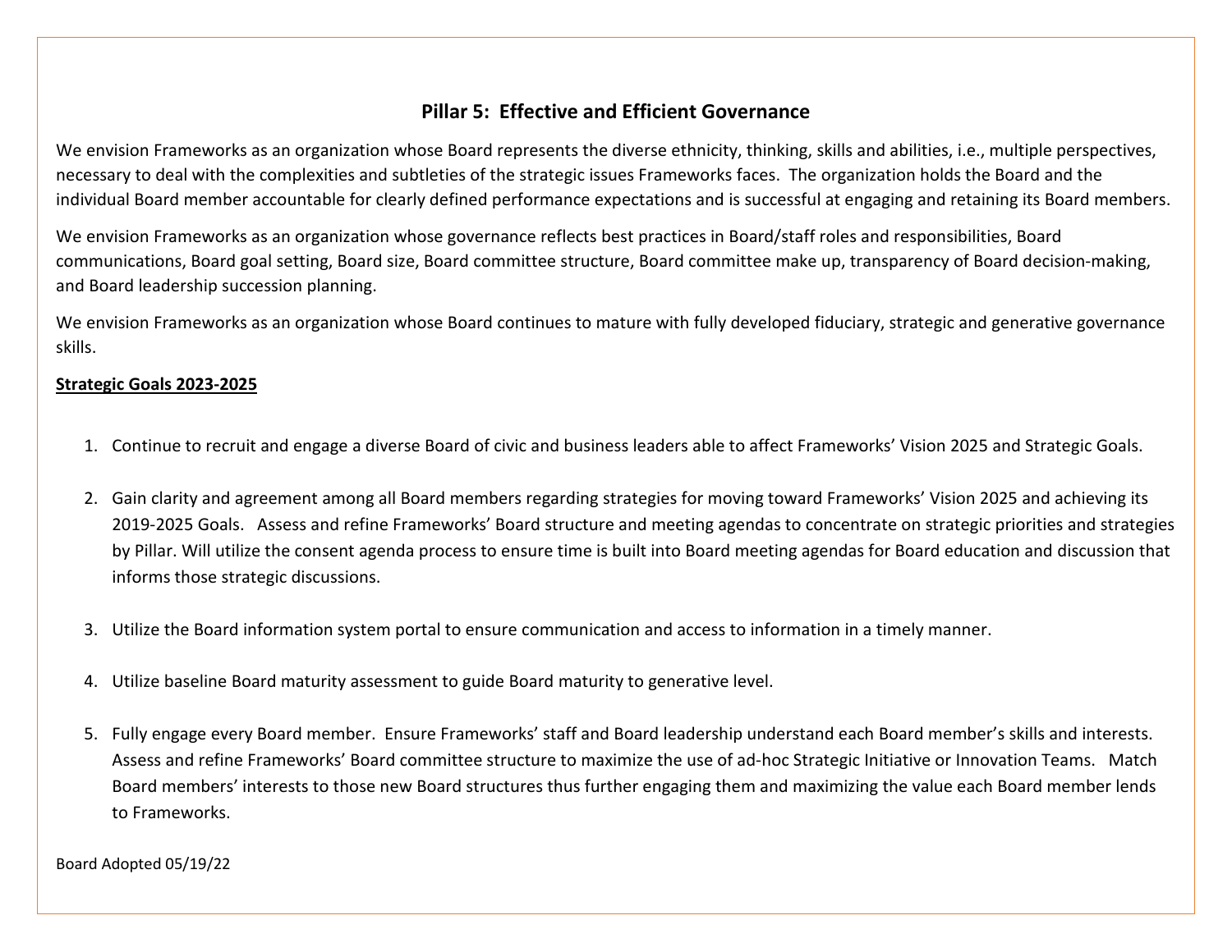## Pillar 5: Effective and Efficient Governance

We envision Frameworks as an organization whose Board represents the diverse ethnicity, thinking, skills and abilities, i.e., multiple perspectives, necessary to deal with the complexities and subtleties of the strategic issues Frameworks faces. The organization holds the Board and the individual Board member accountable for clearly defined performance expectations and is successful at engaging and retaining its Board members.

We envision Frameworks as an organization whose governance reflects best practices in Board/staff roles and responsibilities, Board communications, Board goal setting, Board size, Board committee structure, Board committee make up, transparency of Board decision-making, and Board leadership succession planning.

We envision Frameworks as an organization whose Board continues to mature with fully developed fiduciary, strategic and generative governance skills.

**Strategic Goals 2023-2025**

1. Continue to recruit and engage a diverse Board of civic and business leaders able to affect Frameworks' Vision 2025 and Strategic Goals.

2. Gain clarity and agreement among all Board members regarding strategies for moving toward Frameworks' Vision 2025 and achieving its 2019-2025 Goals. Assess and refine Frameworks' Board structure and meeting agendas to concentrate on strategic priorities and strategies by Pillar. Will utilize the consent agenda process to ensure time is built into Board meeting agendas for Board education and discussion that informs those strategic discussions.

3. Utilize the Board information system portal to ensure communication and access to information in a timely manner.

4. Utilize baseline Board maturity assessment to guide Board maturity to generative level.

5. Fully engage every Board member. Ensure Frameworks' staff and Board leadership understand each Board member's skills and interests. Assess and refine Frameworks' Board committee structure to maximize the use of ad-hoc Strategic Initiative or Innovation Teams. Match Board members' interests to those new Board structures thus further engaging them and maximizing the value each Board member lends to Frameworks.

Board Adopted 05/19/22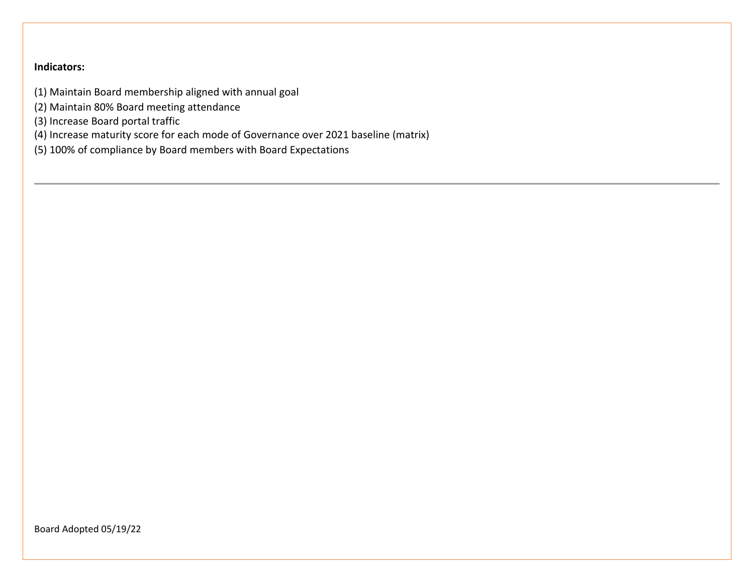**Indicators:**

(1) Maintain Board membership aligned with annual goal
(2) Maintain 80% Board meeting attendance
(3) Increase Board portal traffic
(4) Increase maturity score for each mode of Governance over 2021 baseline (matrix)
(5) 100% of compliance by Board members with Board Expectations

---

Board Adopted 05/19/22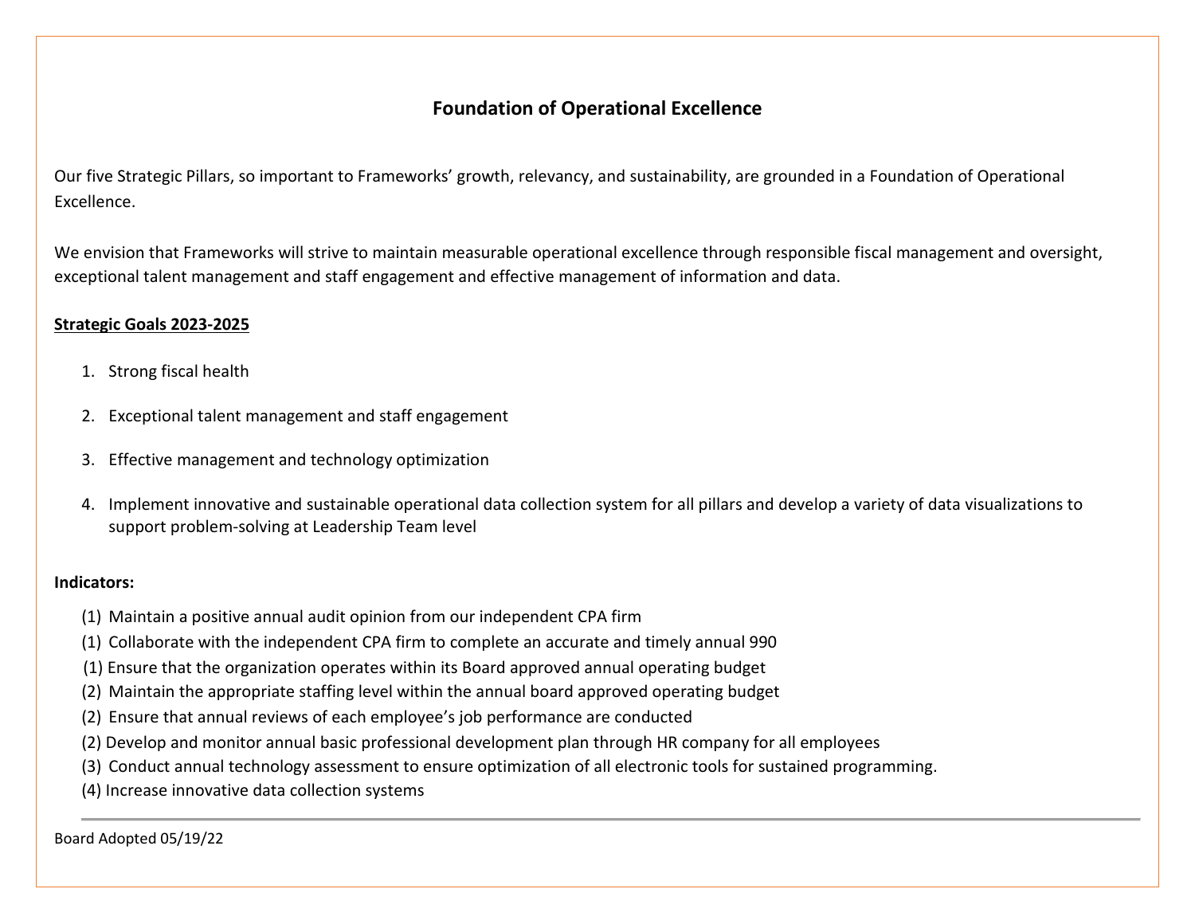## Foundation of Operational Excellence

Our five Strategic Pillars, so important to Frameworks' growth, relevancy, and sustainability, are grounded in a Foundation of Operational Excellence.

We envision that Frameworks will strive to maintain measurable operational excellence through responsible fiscal management and oversight, exceptional talent management and staff engagement and effective management of information and data.

**Strategic Goals 2023-2025**

1. Strong fiscal health
2. Exceptional talent management and staff engagement
3. Effective management and technology optimization
4. Implement innovative and sustainable operational data collection system for all pillars and develop a variety of data visualizations to support problem-solving at Leadership Team level

**Indicators:**

(1) Maintain a positive annual audit opinion from our independent CPA firm
(1) Collaborate with the independent CPA firm to complete an accurate and timely annual 990
(1) Ensure that the organization operates within its Board approved annual operating budget
(2) Maintain the appropriate staffing level within the annual board approved operating budget
(2) Ensure that annual reviews of each employee's job performance are conducted
(2) Develop and monitor annual basic professional development plan through HR company for all employees
(3) Conduct annual technology assessment to ensure optimization of all electronic tools for sustained programming.
(4) Increase innovative data collection systems

---

Board Adopted 05/19/22